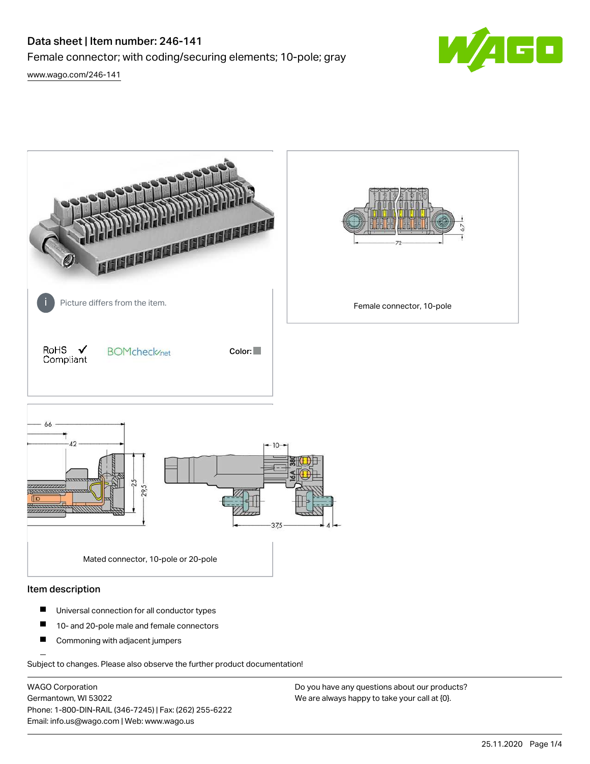# Data sheet | Item number: 246-141

Female connector; with coding/securing elements; 10-pole; gray

www.wago.com/246-141

Picture differs from the item.

RoHS Compliant ✓ BOMcheck.net

Color:

Female connector, 10-pole

Mated connector, 10-pole or 20-pole

## Item description

- Universal connection for all conductor types
- 10- and 20-pole male and female connectors
- Commoning with adjacent jumpers

Subject to changes. Please also observe the further product documentation!

WAGO Corporation
Germantown, WI 53022
Phone: 1-800-DIN-RAIL (346-7245) | Fax: (262) 255-6222
Email: info.us@wago.com | Web: www.wago.us

Do you have any questions about our products?
We are always happy to take your call at {0}.

25.11.2020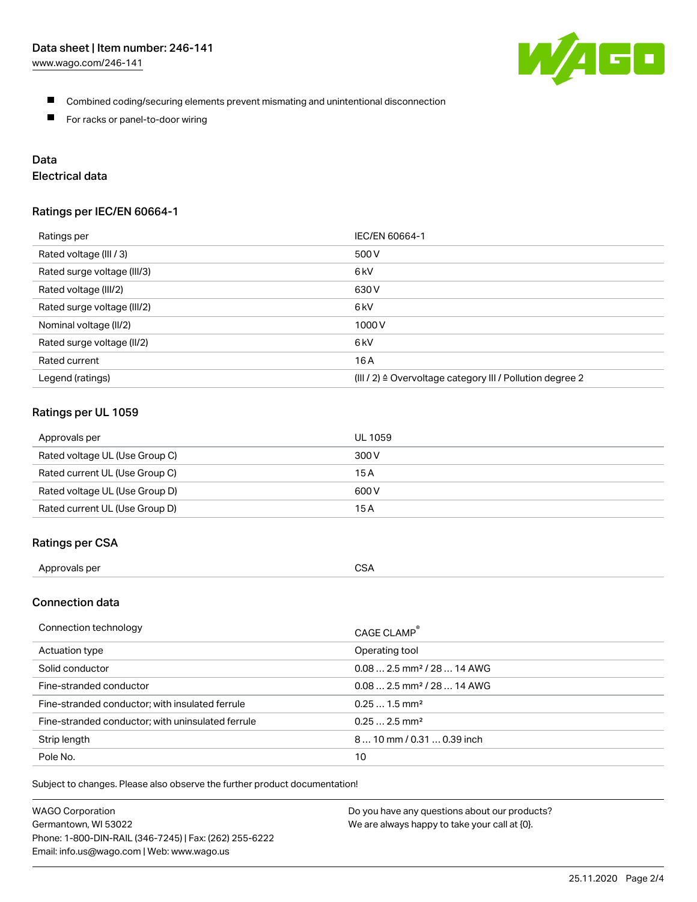- Combined coding/securing elements prevent mismating and unintentional disconnection
- For racks or panel-to-door wiring

## Data

### Electrical data

#### Ratings per IEC/EN 60664-1

| Ratings per | IEC/EN 60664-1 |
| --- | --- |
| Rated voltage (III / 3) | 500 V |
| Rated surge voltage (III/3) | 6 kV |
| Rated voltage (III/2) | 630 V |
| Rated surge voltage (III/2) | 6 kV |
| Nominal voltage (II/2) | 1000 V |
| Rated surge voltage (II/2) | 6 kV |
| Rated current | 16 A |
| Legend (ratings) | (III / 2) ≙ Overvoltage category III / Pollution degree 2 |

#### Ratings per UL 1059

| Approvals per | UL 1059 |
| --- | --- |
| Rated voltage UL (Use Group C) | 300 V |
| Rated current UL (Use Group C) | 15 A |
| Rated voltage UL (Use Group D) | 600 V |
| Rated current UL (Use Group D) | 15 A |

#### Ratings per CSA

| Approvals per | CSA |
| --- | --- |

### Connection data

| Connection technology | CAGE CLAMP® |
| --- | --- |
| Actuation type | Operating tool |
| Solid conductor | 0.08 … 2.5 mm² / 28 … 14 AWG |
| Fine-stranded conductor | 0.08 … 2.5 mm² / 28 … 14 AWG |
| Fine-stranded conductor; with insulated ferrule | 0.25 … 1.5 mm² |
| Fine-stranded conductor; with uninsulated ferrule | 0.25 … 2.5 mm² |
| Strip length | 8 … 10 mm / 0.31 … 0.39 inch |
| Pole No. | 10 |

Subject to changes. Please also observe the further product documentation!

WAGO Corporation
Germantown, WI 53022
Phone: 1-800-DIN-RAIL (346-7245) | Fax: (262) 255-6222
Email: info.us@wago.com | Web: www.wago.us

Do you have any questions about our products?
We are always happy to take your call at {0}.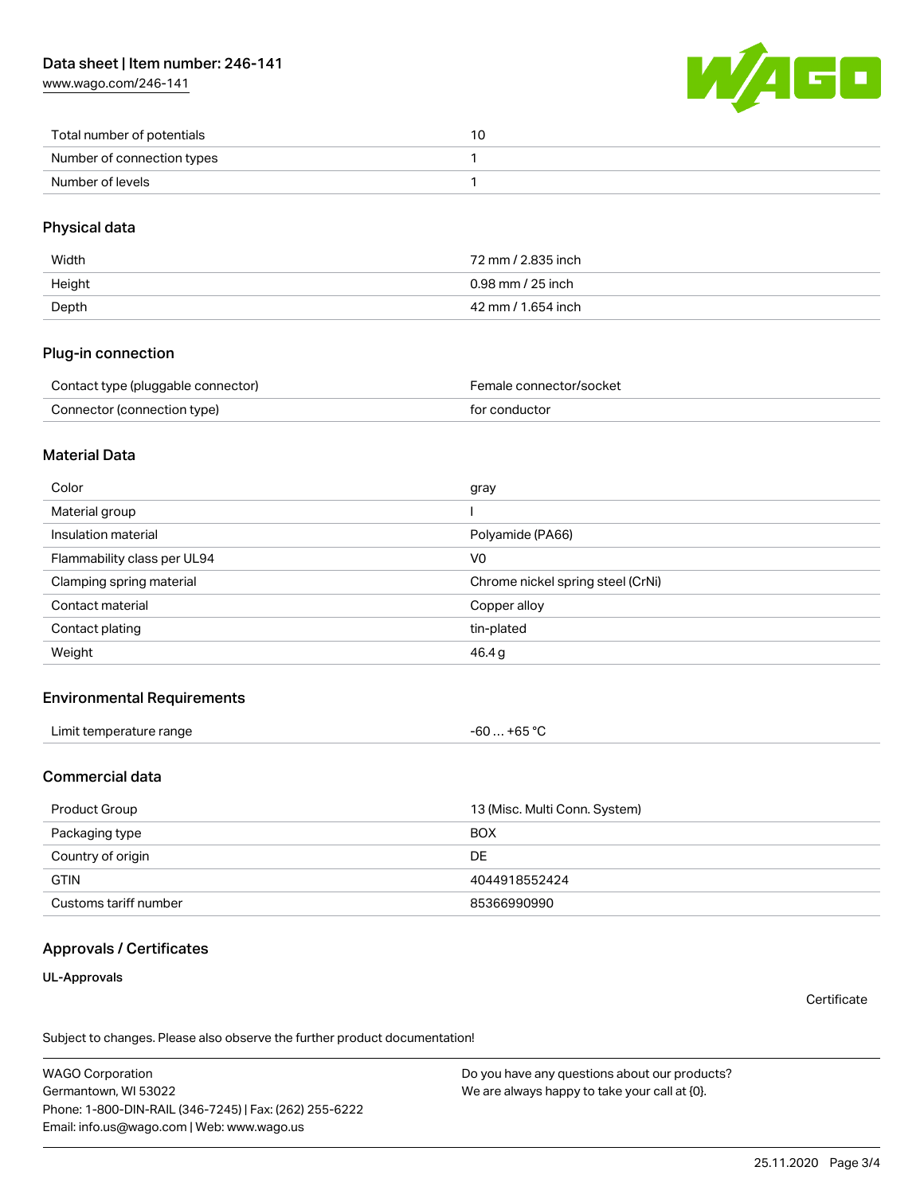| | |
|---|---|
| Total number of potentials | 10 |
| Number of connection types | 1 |
| Number of levels | 1 |

## Physical data

| | |
|---|---|
| Width | 72 mm / 2.835 inch |
| Height | 0.98 mm / 25 inch |
| Depth | 42 mm / 1.654 inch |

## Plug-in connection

| | |
|---|---|
| Contact type (pluggable connector) | Female connector/socket |
| Connector (connection type) | for conductor |

## Material Data

| | |
|---|---|
| Color | gray |
| Material group | I |
| Insulation material | Polyamide (PA66) |
| Flammability class per UL94 | V0 |
| Clamping spring material | Chrome nickel spring steel (CrNi) |
| Contact material | Copper alloy |
| Contact plating | tin-plated |
| Weight | 46.4 g |

## Environmental Requirements

| | |
|---|---|
| Limit temperature range | -60 … +65 °C |

## Commercial data

| | |
|---|---|
| Product Group | 13 (Misc. Multi Conn. System) |
| Packaging type | BOX |
| Country of origin | DE |
| GTIN | 4044918552424 |
| Customs tariff number | 85366990990 |

## Approvals / Certificates

### UL-Approvals

Certificate

Subject to changes. Please also observe the further product documentation!

WAGO Corporation
Germantown, WI 53022
Phone: 1-800-DIN-RAIL (346-7245) | Fax: (262) 255-6222
Email: info.us@wago.com | Web: www.wago.us

Do you have any questions about our products?
We are always happy to take your call at {0}.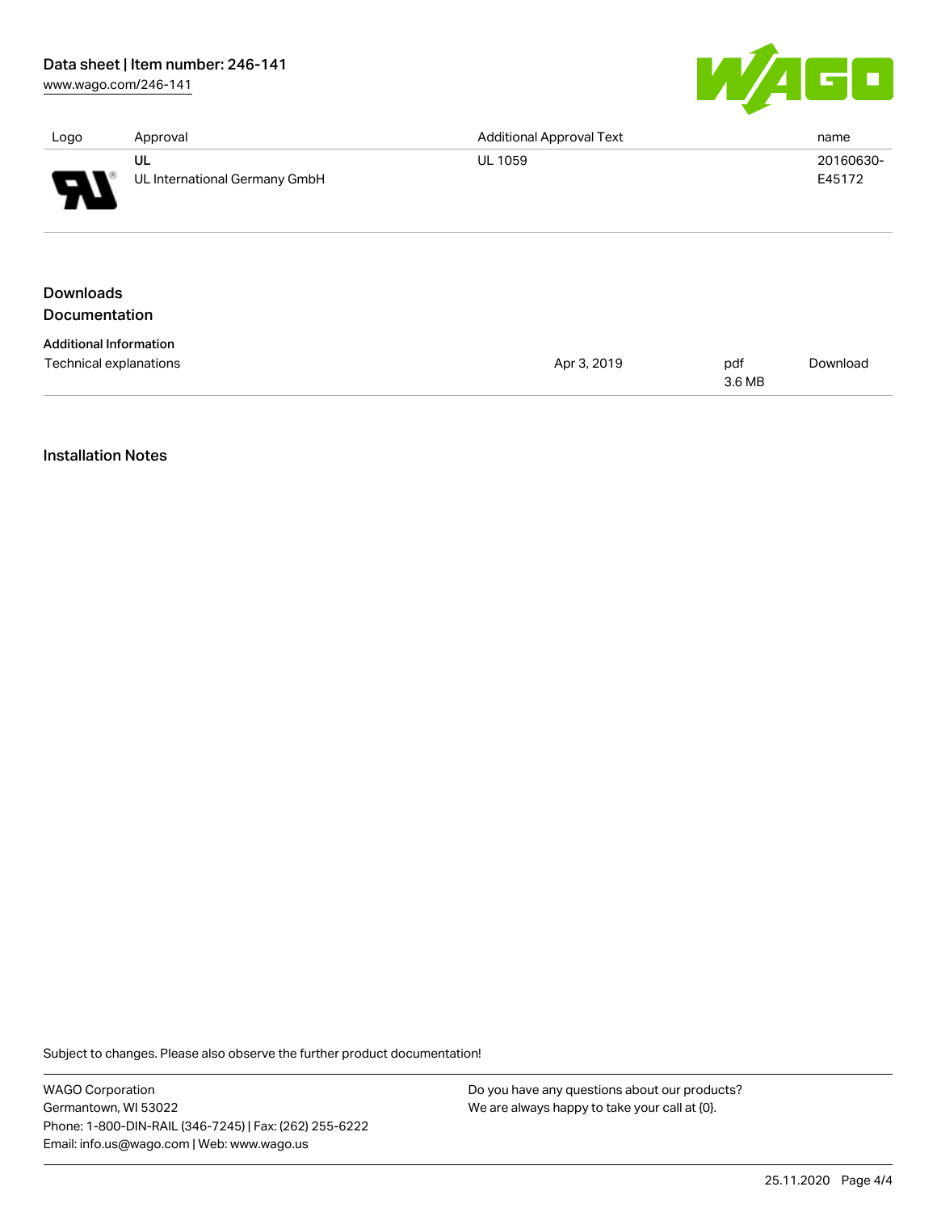| Logo | Approval | Additional Approval Text | name |
| --- | --- | --- | --- |
| | **UL**<br>UL International Germany GmbH | UL 1059 | 20160630-E45172 |

## Downloads
## Documentation

**Additional Information**

| | | | |
| --- | --- | --- | --- |
| Technical explanations | Apr 3, 2019 | pdf<br>3.6 MB | Download |

## Installation Notes

Subject to changes. Please also observe the further product documentation!

WAGO Corporation
Germantown, WI 53022
Phone: 1-800-DIN-RAIL (346-7245) | Fax: (262) 255-6222
Email: info.us@wago.com | Web: www.wago.us

Do you have any questions about our products?
We are always happy to take your call at {0}.